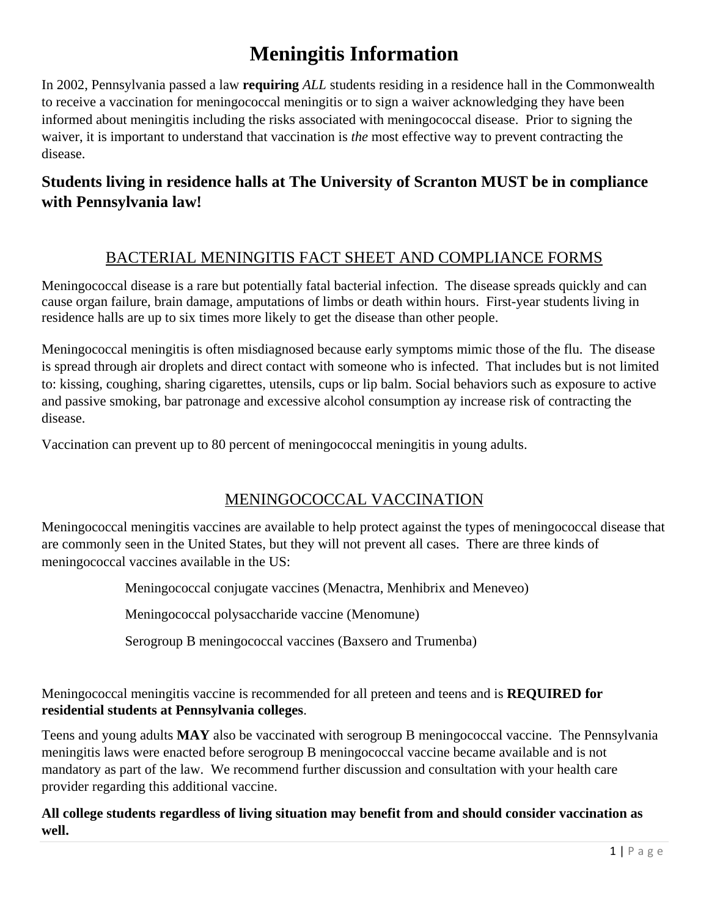# Meningitis Information

In 2002, Pennsylvania passed a law **requiring** *ALL* students residing in a residence hall in the Commonwealth to receive a vaccination for meningococcal meningitis or to sign a waiver acknowledging they have been informed about meningitis including the risks associated with meningococcal disease. Prior to signing the waiver, it is important to understand that vaccination is *the* most effective way to prevent contracting the disease.

## Students living in residence halls at The University of Scranton MUST be in compliance with Pennsylvania law!

## BACTERIAL MENINGITIS FACT SHEET AND COMPLIANCE FORMS

Meningococcal disease is a rare but potentially fatal bacterial infection. The disease spreads quickly and can cause organ failure, brain damage, amputations of limbs or death within hours. First-year students living in residence halls are up to six times more likely to get the disease than other people.

Meningococcal meningitis is often misdiagnosed because early symptoms mimic those of the flu. The disease is spread through air droplets and direct contact with someone who is infected. That includes but is not limited to: kissing, coughing, sharing cigarettes, utensils, cups or lip balm. Social behaviors such as exposure to active and passive smoking, bar patronage and excessive alcohol consumption ay increase risk of contracting the disease.

Vaccination can prevent up to 80 percent of meningococcal meningitis in young adults.

## MENINGOCOCCAL VACCINATION

Meningococcal meningitis vaccines are available to help protect against the types of meningococcal disease that are commonly seen in the United States, but they will not prevent all cases. There are three kinds of meningococcal vaccines available in the US:

Meningococcal conjugate vaccines (Menactra, Menhibrix and Meneveo)

Meningococcal polysaccharide vaccine (Menomune)

Serogroup B meningococcal vaccines (Baxsero and Trumenba)

Meningococcal meningitis vaccine is recommended for all preteen and teens and is **REQUIRED for residential students at Pennsylvania colleges**.

Teens and young adults **MAY** also be vaccinated with serogroup B meningococcal vaccine. The Pennsylvania meningitis laws were enacted before serogroup B meningococcal vaccine became available and is not mandatory as part of the law. We recommend further discussion and consultation with your health care provider regarding this additional vaccine.

**All college students regardless of living situation may benefit from and should consider vaccination as well.**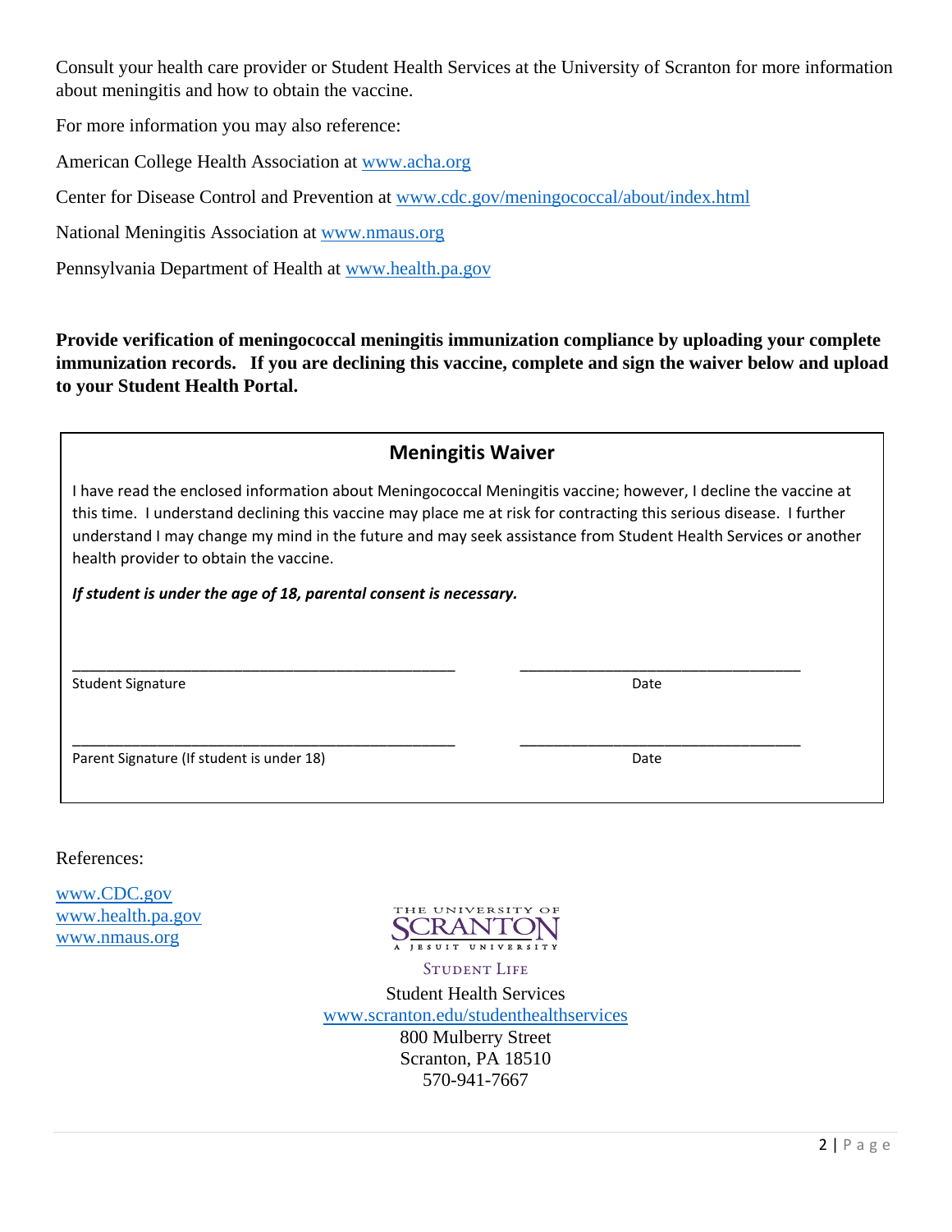Consult your health care provider or Student Health Services at the University of Scranton for more information about meningitis and how to obtain the vaccine.

For more information you may also reference:

American College Health Association at www.acha.org

Center for Disease Control and Prevention at www.cdc.gov/meningococcal/about/index.html

National Meningitis Association at www.nmaus.org

Pennsylvania Department of Health at www.health.pa.gov

**Provide verification of meningococcal meningitis immunization compliance by uploading your complete immunization records. If you are declining this vaccine, complete and sign the waiver below and upload to your Student Health Portal.**

## Meningitis Waiver

I have read the enclosed information about Meningococcal Meningitis vaccine; however, I decline the vaccine at this time. I understand declining this vaccine may place me at risk for contracting this serious disease. I further understand I may change my mind in the future and may seek assistance from Student Health Services or another health provider to obtain the vaccine.

***If student is under the age of 18, parental consent is necessary.***

_______________________________________________ &nbsp;&nbsp;&nbsp;&nbsp; ___________________________________

Student Signature &nbsp;&nbsp;&nbsp;&nbsp;&nbsp;&nbsp;&nbsp;&nbsp;&nbsp;&nbsp;&nbsp;&nbsp;&nbsp;&nbsp;&nbsp;&nbsp;&nbsp;&nbsp;&nbsp;&nbsp;&nbsp;&nbsp;&nbsp;&nbsp;&nbsp;&nbsp;&nbsp;&nbsp;&nbsp;&nbsp;&nbsp;&nbsp;&nbsp;&nbsp;&nbsp;&nbsp; Date

_______________________________________________ &nbsp;&nbsp;&nbsp;&nbsp; ___________________________________

Parent Signature (If student is under 18) &nbsp;&nbsp;&nbsp;&nbsp;&nbsp;&nbsp;&nbsp;&nbsp;&nbsp;&nbsp;&nbsp;&nbsp;&nbsp;&nbsp;&nbsp;&nbsp; Date

References:

www.CDC.gov
www.health.pa.gov
www.nmaus.org

THE UNIVERSITY OF SCRANTON
A JESUIT UNIVERSITY

STUDENT LIFE

Student Health Services
www.scranton.edu/studenthealthservices
800 Mulberry Street
Scranton, PA 18510
570-941-7667